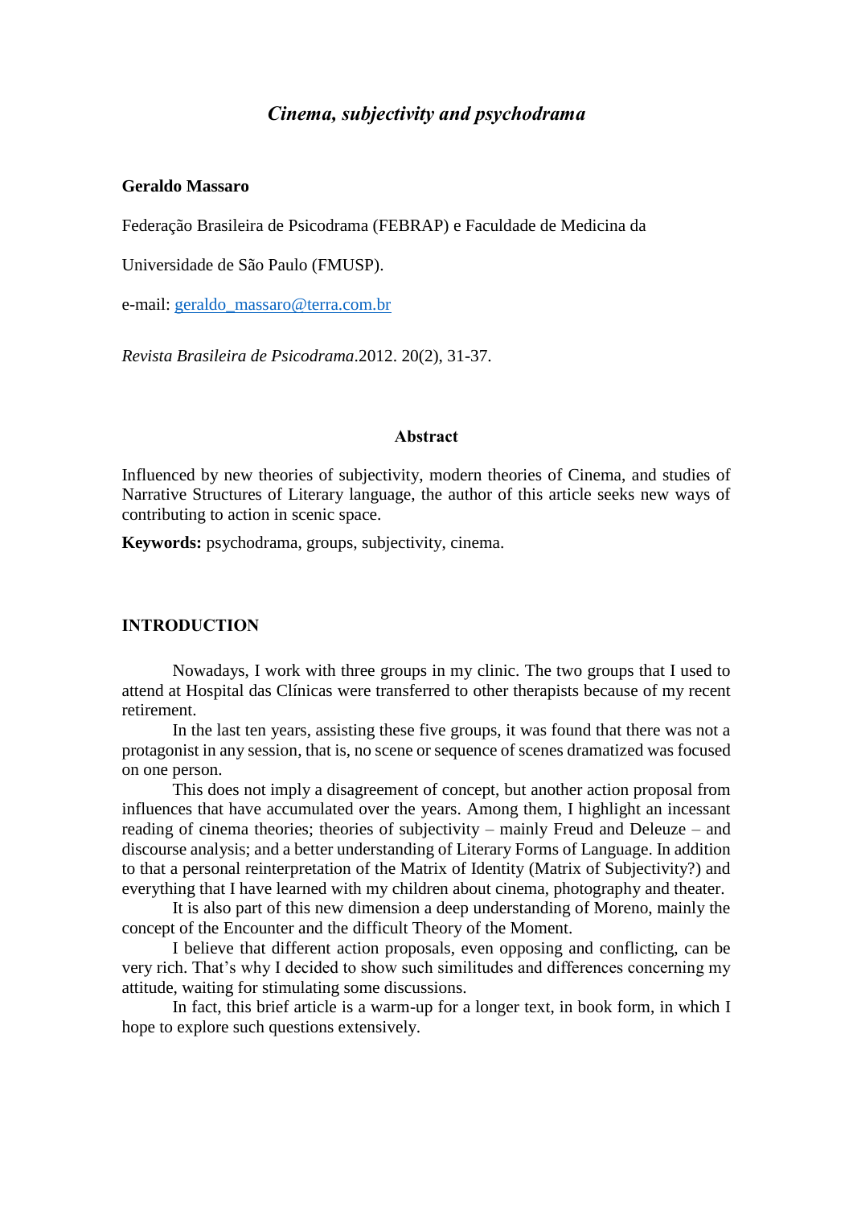# *Cinema, subjectivity and psychodrama*

**Geraldo Massaro**

Federação Brasileira de Psicodrama (FEBRAP) e Faculdade de Medicina da

Universidade de São Paulo (FMUSP).

e-mail: geraldo_massaro@terra.com.br

*Revista Brasileira de Psicodrama*.2012. 20(2), 31-37.

## Abstract

Influenced by new theories of subjectivity, modern theories of Cinema, and studies of Narrative Structures of Literary language, the author of this article seeks new ways of contributing to action in scenic space.

**Keywords:** psychodrama, groups, subjectivity, cinema.

## INTRODUCTION

Nowadays, I work with three groups in my clinic. The two groups that I used to attend at Hospital das Clínicas were transferred to other therapists because of my recent retirement.

In the last ten years, assisting these five groups, it was found that there was not a protagonist in any session, that is, no scene or sequence of scenes dramatized was focused on one person.

This does not imply a disagreement of concept, but another action proposal from influences that have accumulated over the years. Among them, I highlight an incessant reading of cinema theories; theories of subjectivity – mainly Freud and Deleuze – and discourse analysis; and a better understanding of Literary Forms of Language. In addition to that a personal reinterpretation of the Matrix of Identity (Matrix of Subjectivity?) and everything that I have learned with my children about cinema, photography and theater.

It is also part of this new dimension a deep understanding of Moreno, mainly the concept of the Encounter and the difficult Theory of the Moment.

I believe that different action proposals, even opposing and conflicting, can be very rich. That's why I decided to show such similitudes and differences concerning my attitude, waiting for stimulating some discussions.

In fact, this brief article is a warm-up for a longer text, in book form, in which I hope to explore such questions extensively.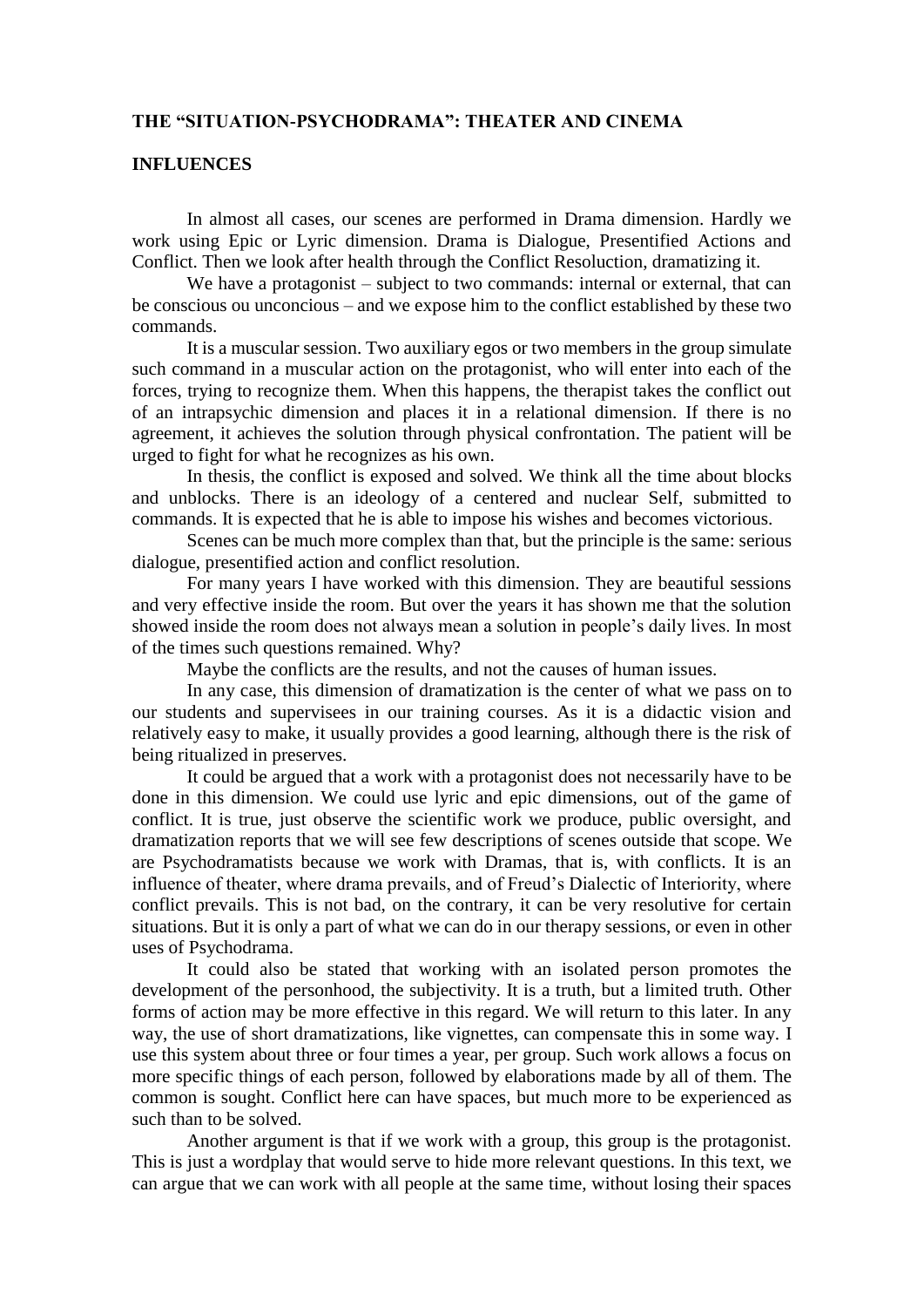## THE "SITUATION-PSYCHODRAMA": THEATER AND CINEMA

## INFLUENCES

In almost all cases, our scenes are performed in Drama dimension. Hardly we work using Epic or Lyric dimension. Drama is Dialogue, Presentified Actions and Conflict. Then we look after health through the Conflict Resolution, dramatizing it.

We have a protagonist – subject to two commands: internal or external, that can be conscious ou unconcious – and we expose him to the conflict established by these two commands.

It is a muscular session. Two auxiliary egos or two members in the group simulate such command in a muscular action on the protagonist, who will enter into each of the forces, trying to recognize them. When this happens, the therapist takes the conflict out of an intrapsychic dimension and places it in a relational dimension. If there is no agreement, it achieves the solution through physical confrontation. The patient will be urged to fight for what he recognizes as his own.

In thesis, the conflict is exposed and solved. We think all the time about blocks and unblocks. There is an ideology of a centered and nuclear Self, submitted to commands. It is expected that he is able to impose his wishes and becomes victorious.

Scenes can be much more complex than that, but the principle is the same: serious dialogue, presentified action and conflict resolution.

For many years I have worked with this dimension. They are beautiful sessions and very effective inside the room. But over the years it has shown me that the solution showed inside the room does not always mean a solution in people's daily lives. In most of the times such questions remained. Why?

Maybe the conflicts are the results, and not the causes of human issues.

In any case, this dimension of dramatization is the center of what we pass on to our students and supervisees in our training courses. As it is a didactic vision and relatively easy to make, it usually provides a good learning, although there is the risk of being ritualized in preserves.

It could be argued that a work with a protagonist does not necessarily have to be done in this dimension. We could use lyric and epic dimensions, out of the game of conflict. It is true, just observe the scientific work we produce, public oversight, and dramatization reports that we will see few descriptions of scenes outside that scope. We are Psychodramatists because we work with Dramas, that is, with conflicts. It is an influence of theater, where drama prevails, and of Freud's Dialectic of Interiority, where conflict prevails. This is not bad, on the contrary, it can be very resolutive for certain situations. But it is only a part of what we can do in our therapy sessions, or even in other uses of Psychodrama.

It could also be stated that working with an isolated person promotes the development of the personhood, the subjectivity. It is a truth, but a limited truth. Other forms of action may be more effective in this regard. We will return to this later. In any way, the use of short dramatizations, like vignettes, can compensate this in some way. I use this system about three or four times a year, per group. Such work allows a focus on more specific things of each person, followed by elaborations made by all of them. The common is sought. Conflict here can have spaces, but much more to be experienced as such than to be solved.

Another argument is that if we work with a group, this group is the protagonist. This is just a wordplay that would serve to hide more relevant questions. In this text, we can argue that we can work with all people at the same time, without losing their spaces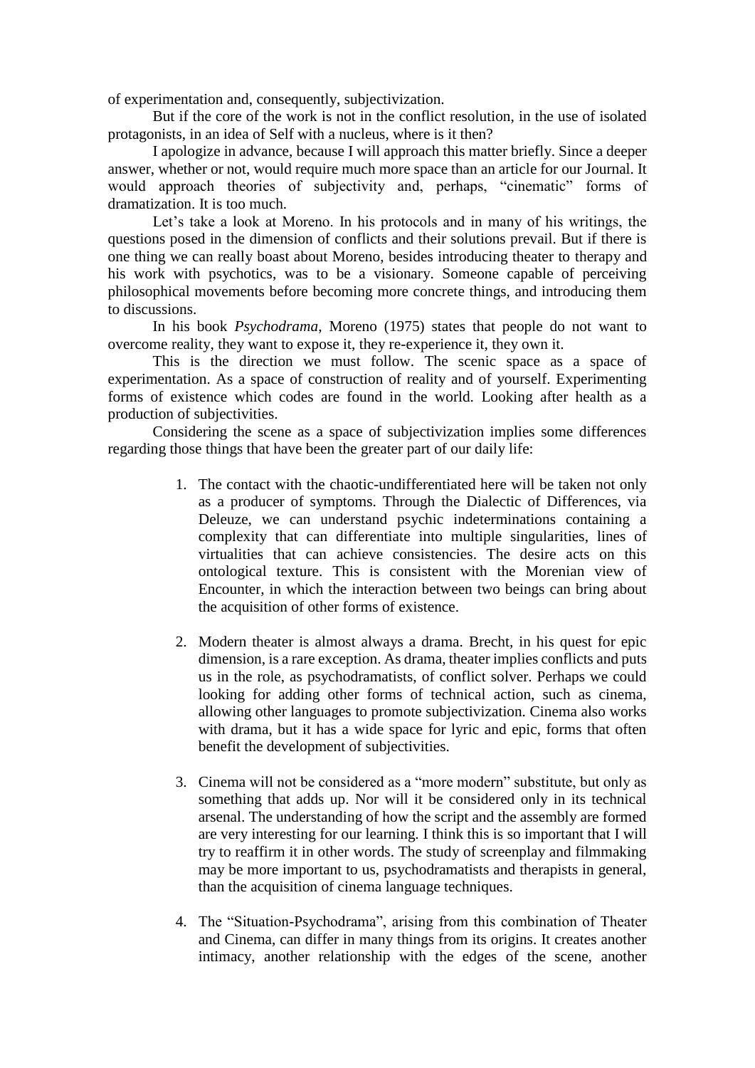of experimentation and, consequently, subjectivization.

But if the core of the work is not in the conflict resolution, in the use of isolated protagonists, in an idea of Self with a nucleus, where is it then?

I apologize in advance, because I will approach this matter briefly. Since a deeper answer, whether or not, would require much more space than an article for our Journal. It would approach theories of subjectivity and, perhaps, "cinematic" forms of dramatization. It is too much.

Let's take a look at Moreno. In his protocols and in many of his writings, the questions posed in the dimension of conflicts and their solutions prevail. But if there is one thing we can really boast about Moreno, besides introducing theater to therapy and his work with psychotics, was to be a visionary. Someone capable of perceiving philosophical movements before becoming more concrete things, and introducing them to discussions.

In his book *Psychodrama*, Moreno (1975) states that people do not want to overcome reality, they want to expose it, they re-experience it, they own it.

This is the direction we must follow. The scenic space as a space of experimentation. As a space of construction of reality and of yourself. Experimenting forms of existence which codes are found in the world. Looking after health as a production of subjectivities.

Considering the scene as a space of subjectivization implies some differences regarding those things that have been the greater part of our daily life:

1. The contact with the chaotic-undifferentiated here will be taken not only as a producer of symptoms. Through the Dialectic of Differences, via Deleuze, we can understand psychic indeterminations containing a complexity that can differentiate into multiple singularities, lines of virtualities that can achieve consistencies. The desire acts on this ontological texture. This is consistent with the Morenian view of Encounter, in which the interaction between two beings can bring about the acquisition of other forms of existence.

2. Modern theater is almost always a drama. Brecht, in his quest for epic dimension, is a rare exception. As drama, theater implies conflicts and puts us in the role, as psychodramatists, of conflict solver. Perhaps we could looking for adding other forms of technical action, such as cinema, allowing other languages to promote subjectivization. Cinema also works with drama, but it has a wide space for lyric and epic, forms that often benefit the development of subjectivities.

3. Cinema will not be considered as a "more modern" substitute, but only as something that adds up. Nor will it be considered only in its technical arsenal. The understanding of how the script and the assembly are formed are very interesting for our learning. I think this is so important that I will try to reaffirm it in other words. The study of screenplay and filmmaking may be more important to us, psychodramatists and therapists in general, than the acquisition of cinema language techniques.

4. The "Situation-Psychodrama", arising from this combination of Theater and Cinema, can differ in many things from its origins. It creates another intimacy, another relationship with the edges of the scene, another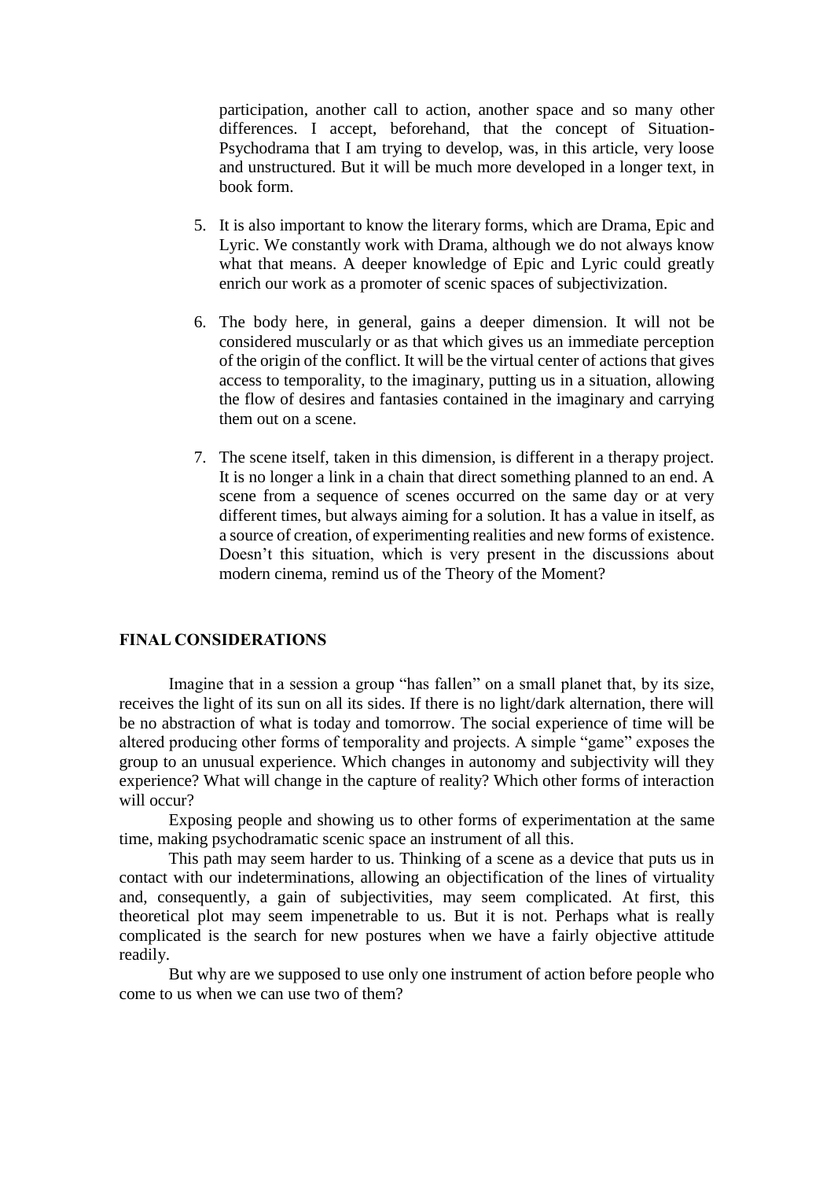participation, another call to action, another space and so many other differences. I accept, beforehand, that the concept of Situation-Psychodrama that I am trying to develop, was, in this article, very loose and unstructured. But it will be much more developed in a longer text, in book form.

5. It is also important to know the literary forms, which are Drama, Epic and Lyric. We constantly work with Drama, although we do not always know what that means. A deeper knowledge of Epic and Lyric could greatly enrich our work as a promoter of scenic spaces of subjectivization.

6. The body here, in general, gains a deeper dimension. It will not be considered muscularly or as that which gives us an immediate perception of the origin of the conflict. It will be the virtual center of actions that gives access to temporality, to the imaginary, putting us in a situation, allowing the flow of desires and fantasies contained in the imaginary and carrying them out on a scene.

7. The scene itself, taken in this dimension, is different in a therapy project. It is no longer a link in a chain that direct something planned to an end. A scene from a sequence of scenes occurred on the same day or at very different times, but always aiming for a solution. It has a value in itself, as a source of creation, of experimenting realities and new forms of existence. Doesn't this situation, which is very present in the discussions about modern cinema, remind us of the Theory of the Moment?

## FINAL CONSIDERATIONS

Imagine that in a session a group "has fallen" on a small planet that, by its size, receives the light of its sun on all its sides. If there is no light/dark alternation, there will be no abstraction of what is today and tomorrow. The social experience of time will be altered producing other forms of temporality and projects. A simple "game" exposes the group to an unusual experience. Which changes in autonomy and subjectivity will they experience? What will change in the capture of reality? Which other forms of interaction will occur?

Exposing people and showing us to other forms of experimentation at the same time, making psychodramatic scenic space an instrument of all this.

This path may seem harder to us. Thinking of a scene as a device that puts us in contact with our indeterminations, allowing an objectification of the lines of virtuality and, consequently, a gain of subjectivities, may seem complicated. At first, this theoretical plot may seem impenetrable to us. But it is not. Perhaps what is really complicated is the search for new postures when we have a fairly objective attitude readily.

But why are we supposed to use only one instrument of action before people who come to us when we can use two of them?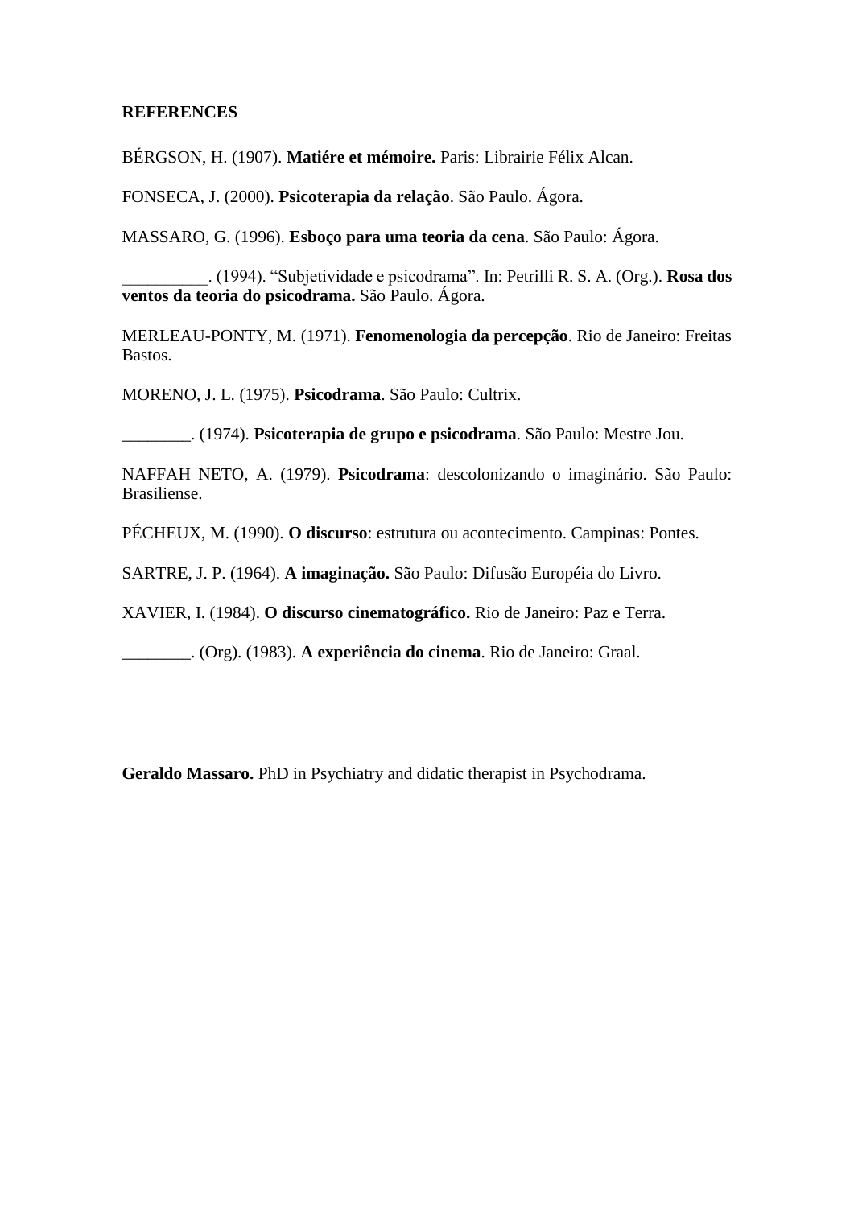**REFERENCES**

BÉRGSON, H. (1907). **Matiére et mémoire.** Paris: Librairie Félix Alcan.

FONSECA, J. (2000). **Psicoterapia da relação**. São Paulo. Ágora.

MASSARO, G. (1996). **Esboço para uma teoria da cena**. São Paulo: Ágora.

__________. (1994). "Subjetividade e psicodrama". In: Petrilli R. S. A. (Org.). **Rosa dos ventos da teoria do psicodrama.** São Paulo. Ágora.

MERLEAU-PONTY, M. (1971). **Fenomenologia da percepção**. Rio de Janeiro: Freitas Bastos.

MORENO, J. L. (1975). **Psicodrama**. São Paulo: Cultrix.

________. (1974). **Psicoterapia de grupo e psicodrama**. São Paulo: Mestre Jou.

NAFFAH NETO, A. (1979). **Psicodrama**: descolonizando o imaginário. São Paulo: Brasiliense.

PÉCHEUX, M. (1990). **O discurso**: estrutura ou acontecimento. Campinas: Pontes.

SARTRE, J. P. (1964). **A imaginação.** São Paulo: Difusão Européia do Livro.

XAVIER, I. (1984). **O discurso cinematográfico.** Rio de Janeiro: Paz e Terra.

________. (Org). (1983). **A experiência do cinema**. Rio de Janeiro: Graal.

**Geraldo Massaro.** PhD in Psychiatry and didatic therapist in Psychodrama.